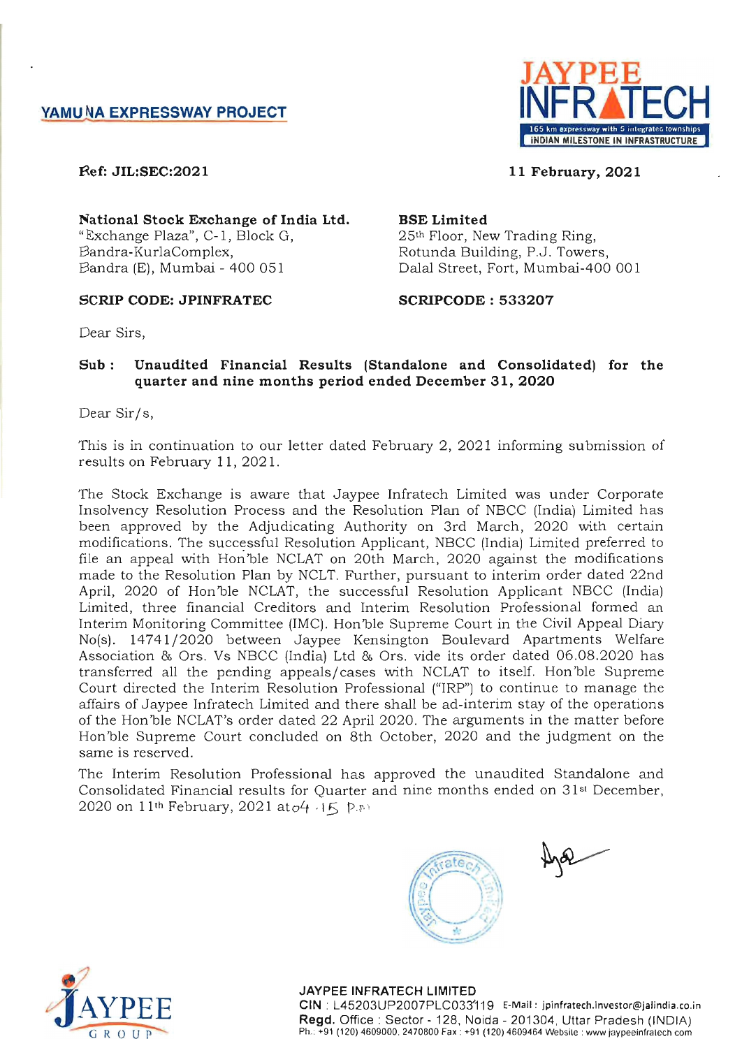YAMUNA EXPRESSWAY PROJECT

JAYPEE INFRATECH
165 km expressway with 5 integrated townships
INDIAN MILESTONE IN INFRASTRUCTURE

**Ref: JIL:SEC:2021** **11 February, 2021**

**National Stock Exchange of India Ltd.**
"Exchange Plaza", C-1, Block G,
Bandra-KurlaComplex,
Bandra (E), Mumbai - 400 051

**SCRIP CODE: JPINFRATEC**

**BSE Limited**
25th Floor, New Trading Ring,
Rotunda Building, P.J. Towers,
Dalal Street, Fort, Mumbai-400 001

**SCRIPCODE : 533207**

Dear Sirs,

**Sub : Unaudited Financial Results (Standalone and Consolidated) for the quarter and nine months period ended December 31, 2020**

Dear Sir/s,

This is in continuation to our letter dated February 2, 2021 informing submission of results on February 11, 2021.

The Stock Exchange is aware that Jaypee Infratech Limited was under Corporate Insolvency Resolution Process and the Resolution Plan of NBCC (India) Limited has been approved by the Adjudicating Authority on 3rd March, 2020 with certain modifications. The successful Resolution Applicant, NBCC (India) Limited preferred to file an appeal with Hon'ble NCLAT on 20th March, 2020 against the modifications made to the Resolution Plan by NCLT. Further, pursuant to interim order dated 22nd April, 2020 of Hon'ble NCLAT, the successful Resolution Applicant NBCC (India) Limited, three financial Creditors and Interim Resolution Professional formed an Interim Monitoring Committee (IMC). Hon'ble Supreme Court in the Civil Appeal Diary No(s). 14741/2020 between Jaypee Kensington Boulevard Apartments Welfare Association & Ors. Vs NBCC (India) Ltd & Ors. vide its order dated 06.08.2020 has transferred all the pending appeals/cases with NCLAT to itself. Hon'ble Supreme Court directed the Interim Resolution Professional ("IRP") to continue to manage the affairs of Jaypee Infratech Limited and there shall be ad-interim stay of the operations of the Hon'ble NCLAT's order dated 22 April 2020. The arguments in the matter before Hon'ble Supreme Court concluded on 8th October, 2020 and the judgment on the same is reserved.

The Interim Resolution Professional has approved the unaudited Standalone and Consolidated Financial results for Quarter and nine months ended on 31st December, 2020 on 11th February, 2021 at 04.15 P.M.

**JAYPEE INFRATECH LIMITED**
CIN : L45203UP2007PLC033119 E-Mail : jpinfratech.investor@jalindia.co.in
Regd. Office : Sector - 128, Noida - 201304, Uttar Pradesh (INDIA)
Ph.: +91 (120) 4609000, 2470800 Fax : +91 (120) 4609464 Website : www.jaypeeinfratech.com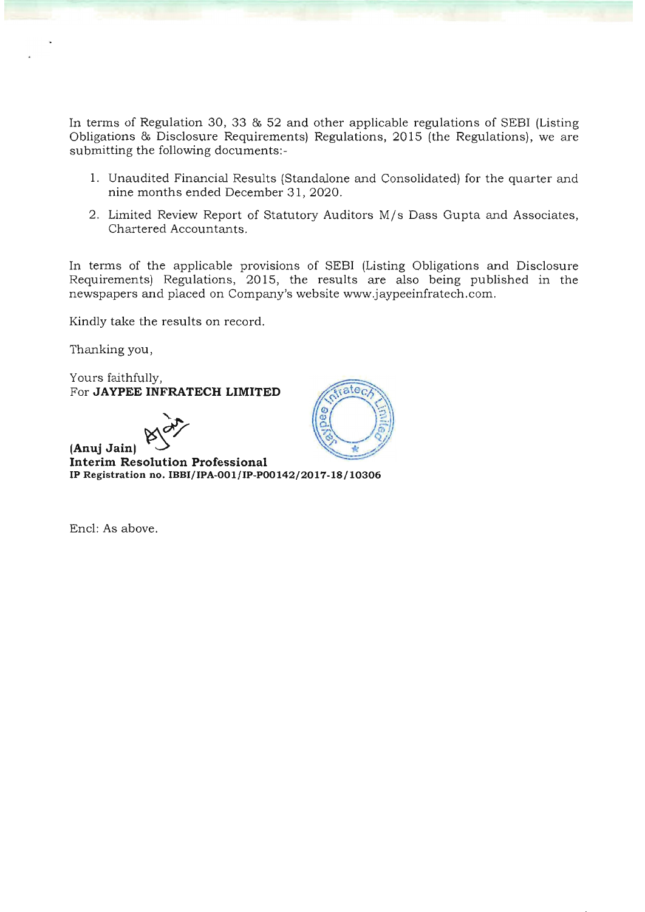In terms of Regulation 30, 33 & 52 and other applicable regulations of SEBI (Listing Obligations & Disclosure Requirements) Regulations, 2015 (the Regulations), we are submitting the following documents:-

1. Unaudited Financial Results (Standalone and Consolidated) for the quarter and nine months ended December 31, 2020.
2. Limited Review Report of Statutory Auditors M/s Dass Gupta and Associates, Chartered Accountants.

In terms of the applicable provisions of SEBI (Listing Obligations and Disclosure Requirements) Regulations, 2015, the results are also being published in the newspapers and placed on Company's website www.jaypeeinfratech.com.

Kindly take the results on record.

Thanking you,

Yours faithfully,
For **JAYPEE INFRATECH LIMITED**

**(Anuj Jain)**
**Interim Resolution Professional**
**IP Registration no. IBBI/IPA-001/IP-P00142/2017-18/10306**

Encl: As above.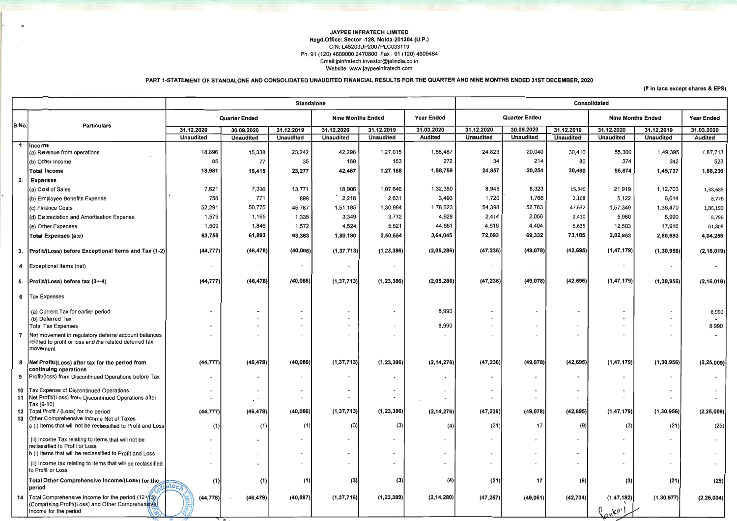**JAYPEE INFRATECH LIMITED**
**Regd.Office: Sector -128, Noida-201304 (U.P.)**
CIN: L45203UP2007PLC033119
Ph: 91 (120) 4609000,2470800 Fax : 91 (120) 4609464
Email:jpinfratech.investor@jalindia.co.in
Website: www.jaypeeinfratech.com

**PART 1-STATEMENT OF STANDALONE AND CONSOLIDATED UNAUDITED FINANCIAL RESULTS FOR THE QUARTER AND NINE MONTHS ENDED 31ST DECEMBER, 2020**

**(₹ in lacs except shares & EPS)**

| S.No. | Particulars | Standalone | | | | | | Consolidated | | | | | |
|---|---|---|---|---|---|---|---|---|---|---|---|---|---|
| | | Quarter Ended | | | Nine Months Ended | | Year Ended | Quarter Ended | | | Nine Months Ended | | Year Ended |
| | | 31.12.2020 | 30.09.2020 | 31.12.2019 | 31.12.2020 | 31.12.2019 | 31.03.2020 | 31.12.2020 | 30.09.2020 | 31.12.2019 | 31.12.2020 | 31.12.2019 | 31.03.2020 |
| | | Unaudited | Unaudited | Unaudited | Unaudited | Unaudited | Audited | Unaudited | Unaudited | Unaudited | Unaudited | Unaudited | Audited |
| 1 | Income | | | | | | | | | | | | |
| | (a) Revenue from operations | 18,896 | 15,338 | 23,242 | 42,298 | 1,27,015 | 1,58,487 | 24,823 | 20,040 | 30,410 | 55,300 | 1,49,395 | 1,87,713 |
| | (b) Other Income | 85 | 77 | 35 | 169 | 153 | 272 | 34 | 214 | 80 | 374 | 342 | 523 |
| | **Total Income** | **18,981** | **15,415** | **23,277** | **42,467** | **1,27,168** | **1,58,759** | **24,857** | **20,254** | **30,490** | **55,674** | **1,49,737** | **1,88,236** |
| 2. | **Expenses** | | | | | | | | | | | | |
| | (a) Cost of Sales | 7,621 | 7,336 | 13,771 | 18,906 | 1,07,646 | 1,32,350 | 8,945 | 8,323 | 15,340 | 21,919 | 1,12,703 | 1,38,685 |
| | (b) Employee Benefits Expense | 758 | 771 | 898 | 2,216 | 2,631 | 3,493 | 1,720 | 1,766 | 2,168 | 5,122 | 6,614 | 8,776 |
| | (c) Finance Costs | 52,291 | 50,775 | 45,787 | 1,51,185 | 1,30,984 | 1,78,623 | 54,398 | 52,783 | 47,632 | 1,57,349 | 1,36,470 | 1,86,190 |
| | (d) Depreciation and Amortisation Expense | 1,579 | 1,165 | 1,335 | 3,349 | 3,772 | 4,928 | 2,414 | 2,056 | 2,410 | 5,960 | 6,990 | 8,796 |
| | (e) Other Expenses | 1,509 | 1,846 | 1,572 | 4,524 | 5,521 | 44,651 | 4,616 | 4,404 | 5,635 | 12,503 | 17,916 | 61,808 |
| | **Total Expenses (a:e)** | **63,758** | **61,893** | **63,363** | **1,80,180** | **2,50,554** | **3,64,045** | **72,093** | **69,332** | **73,185** | **2,02,853** | **2,80,693** | **4,04,255** |
| 3. | **Profit/(Loss) before Exceptional Items and Tax (1-2)** | **(44,777)** | **(46,478)** | **(40,086)** | **(1,37,713)** | **(1,23,386)** | **(2,05,286)** | **(47,236)** | **(49,078)** | **(42,695)** | **(1,47,179)** | **(1,30,956)** | **(2,16,019)** |
| 4 | Exceptional Items (net) | - | - | - | - | - | - | - | - | - | - | - | - |
| 5. | Profit/(Loss) before tax (3+-4) | **(44,777)** | **(46,478)** | **(40,086)** | **(1,37,713)** | **(1,23,386)** | **(2,05,286)** | **(47,236)** | **(49,078)** | **(42,695)** | **(1,47,179)** | **(1,30,956)** | **(2,16,019)** |
| 6 | Tax Expenses | | | | | | | | | | | | |
| | (a) Current Tax for earlier period | - | - | - | - | - | 8,990 | - | - | - | - | - | 8,990 |
| | (b) Deferred Tax | - | - | - | - | - | - | - | - | - | - | - | - |
| | Total Tax Expenses | - | - | - | - | - | 8,990 | - | - | - | - | - | 8,990 |
| 7 | Net movement in regulatory deferral account balances related to profit or loss and the related deferred tax movement | - | - | - | - | - | - | - | - | - | - | - | - |
| 8 | **Net Profit/(Loss) after tax for the period from continuing operations** | **(44,777)** | **(46,478)** | **(40,086)** | **(1,37,713)** | **(1,23,386)** | **(2,14,276)** | **(47,236)** | **(49,078)** | **(42,695)** | **(1,47,179)** | **(1,30,956)** | **(2,25,009)** |
| 9 | Profit/(loss) from Discontinued Operations before Tax | - | - | - | - | - | - | - | - | - | - | - | - |
| 10 | Tax Expense of Discontinued Operations | - | - | - | - | - | - | - | - | - | - | - | - |
| 11 | Net Profit/(Loss) from Discontinued Operations after Tax (9-10) | - | - | - | - | - | - | - | - | - | - | - | - |
| 12 | Total Profit / (Loss) for the period | **(44,777)** | **(46,478)** | **(40,086)** | **(1,37,713)** | **(1,23,386)** | **(2,14,276)** | **(47,236)** | **(49,078)** | **(42,695)** | **(1,47,179)** | **(1,30,956)** | **(2,25,009)** |
| 13 | Other Comprehensive Income Net of Taxes | | | | | | | | | | | | |
| | a (i) Items that will not be reclassified to Profit and Loss | (1) | (1) | (1) | (3) | (3) | (4) | (21) | 17 | (9) | (3) | (21) | (25) |
| | (ii) Income Tax relating to items that will not be reclassified to Profit or Loss | - | - | - | - | - | - | - | - | - | - | - | - |
| | b (i) Items that will be reclassified to Profit and Loss | - | - | - | - | - | - | - | - | - | - | - | - |
| | (ii) Income tax relating to items that will be reclassified to Profit or Loss | - | - | - | - | - | - | - | - | - | - | - | - |
| | **Total Other Comprehensive Income/(Loss) for the period** | **(1)** | **(1)** | **(1)** | **(3)** | **(3)** | **(4)** | **(21)** | **17** | **(9)** | **(3)** | **(21)** | **(25)** |
| 14 | Total Comprehensive Income for the period (12+13) (Comprising Profit/(Loss) and Other Comprehensive Income for the period | **(44,778)** | **(46,479)** | **(40,087)** | **(1,37,716)** | **(1,23,389)** | **(2,14,280)** | **(47,257)** | **(49,061)** | **(42,704)** | **(1,47,182)** | **(1,30,977)** | **(2,25,034)** |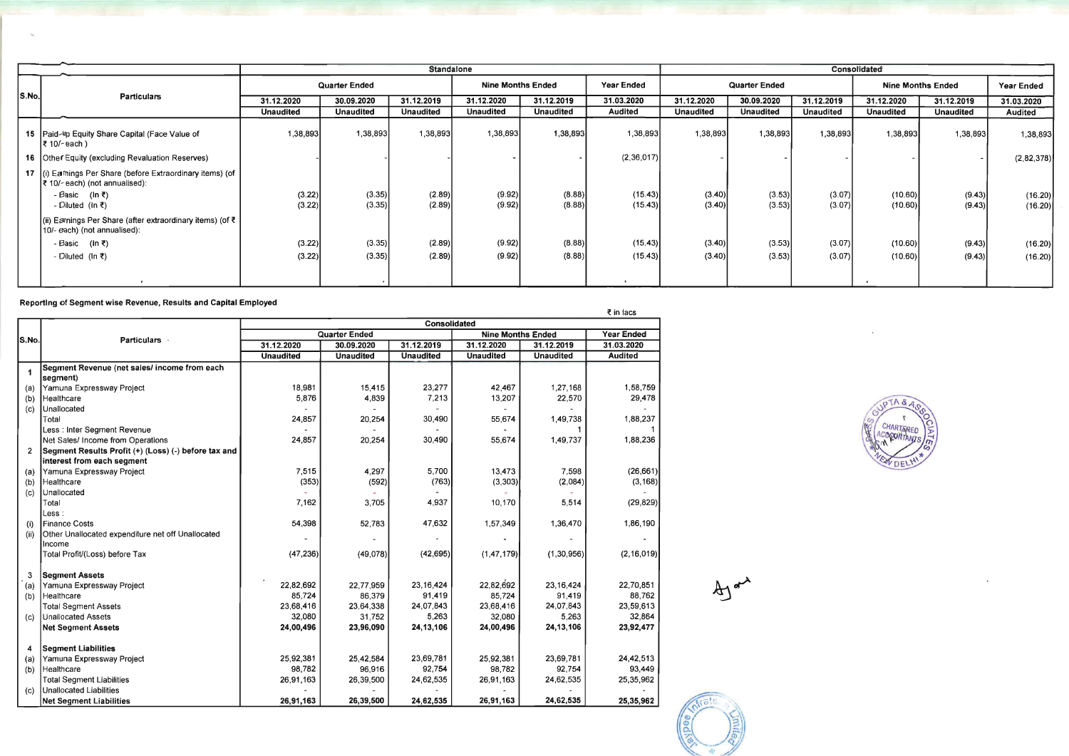| S.No. | Particulars | Standalone | | | | | | Consolidated | | | | | |
|---|---|---|---|---|---|---|---|---|---|---|---|---|---|
| | | Quarter Ended | | | Nine Months Ended | | Year Ended | Quarter Ended | | | Nine Months Ended | | Year Ended |
| | | 31.12.2020 | 30.09.2020 | 31.12.2019 | 31.12.2020 | 31.12.2019 | 31.03.2020 | 31.12.2020 | 30.09.2020 | 31.12.2019 | 31.12.2020 | 31.12.2019 | 31.03.2020 |
| | | Unaudited | Unaudited | Unaudited | Unaudited | Unaudited | Audited | Unaudited | Unaudited | Unaudited | Unaudited | Unaudited | Audited |
| 15 | Paid-up Equity Share Capital (Face Value of ₹ 10/- each ) | 1,38,893 | 1,38,893 | 1,38,893 | 1,38,893 | 1,38,893 | 1,38,893 | 1,38,893 | 1,38,893 | 1,38,893 | 1,38,893 | 1,38,893 | 1,38,893 |
| 16 | Other Equity (excluding Revaluation Reserves) | - | - | - | - | - | (2,36,017) | - | - | - | - | - | (2,82,378) |
| 17 | (i) Earnings Per Share (before Extraordinary items) (of ₹ 10/- each) (not annualised): | | | | | | | | | | | | |
| | - Basic (In ₹) | (3.22) | (3.35) | (2.89) | (9.92) | (8.88) | (15.43) | (3.40) | (3.53) | (3.07) | (10.60) | (9.43) | (16.20) |
| | - Diluted (In ₹) | (3.22) | (3.35) | (2.89) | (9.92) | (8.88) | (15.43) | (3.40) | (3.53) | (3.07) | (10.60) | (9.43) | (16.20) |
| | (ii) Earnings Per Share (after extraordinary items) (of ₹ 10/- each) (not annualised): | | | | | | | | | | | | |
| | - Basic (In ₹) | (3.22) | (3.35) | (2.89) | (9.92) | (8.88) | (15.43) | (3.40) | (3.53) | (3.07) | (10.60) | (9.43) | (16.20) |
| | - Diluted (In ₹) | (3.22) | (3.35) | (2.89) | (9.92) | (8.88) | (15.43) | (3.40) | (3.53) | (3.07) | (10.60) | (9.43) | (16.20) |

**Reporting of Segment wise Revenue, Results and Capital Employed**

₹ in lacs

| S.No. | Particulars | Consolidated | | | | | |
|---|---|---|---|---|---|---|---|
| | | Quarter Ended | | | Nine Months Ended | | Year Ended |
| | | 31.12.2020 | 30.09.2020 | 31.12.2019 | 31.12.2020 | 31.12.2019 | 31.03.2020 |
| | | Unaudited | Unaudited | Unaudited | Unaudited | Unaudited | Audited |
| 1 | **Segment Revenue (net sales/ income from each segment)** | | | | | | |
| (a) | Yamuna Expressway Project | 18,981 | 15,415 | 23,277 | 42,467 | 1,27,168 | 1,58,759 |
| (b) | Healthcare | 5,876 | 4,839 | 7,213 | 13,207 | 22,570 | 29,478 |
| (c) | Unallocated | - | - | - | - | - | - |
| | Total | 24,857 | 20,254 | 30,490 | 55,674 | 1,49,738 | 1,88,237 |
| | Less : Inter Segment Revenue | - | - | - | - | 1 | 1 |
| | Net Sales/ Income from Operations | 24,857 | 20,254 | 30,490 | 55,674 | 1,49,737 | 1,88,236 |
| 2 | **Segment Results Profit (+) (Loss) (-) before tax and interest from each segment** | | | | | | |
| (a) | Yamuna Expressway Project | 7,515 | 4,297 | 5,700 | 13,473 | 7,598 | (26,661) |
| (b) | Healthcare | (353) | (592) | (763) | (3,303) | (2,084) | (3,168) |
| (c) | Unallocated | - | - | - | - | - | - |
| | Total | 7,162 | 3,705 | 4,937 | 10,170 | 5,514 | (29,829) |
| | Less : | | | | | | |
| (i) | Finance Costs | 54,398 | 52,783 | 47,632 | 1,57,349 | 1,36,470 | 1,86,190 |
| (ii) | Other Unallocated expenditure net off Unallocated Income | - | - | - | - | - | - |
| | Total Profit/(Loss) before Tax | (47,236) | (49,078) | (42,695) | (1,47,179) | (1,30,956) | (2,16,019) |
| 3 | **Segment Assets** | | | | | | |
| (a) | Yamuna Expressway Project | 22,82,692 | 22,77,959 | 23,16,424 | 22,82,692 | 23,16,424 | 22,70,851 |
| (b) | Healthcare | 85,724 | 86,379 | 91,419 | 85,724 | 91,419 | 88,762 |
| | Total Segment Assets | 23,68,416 | 23,64,338 | 24,07,843 | 23,68,416 | 24,07,843 | 23,59,613 |
| (c) | Unallocated Assets | 32,080 | 31,752 | 5,263 | 32,080 | 5,263 | 32,864 |
| | **Net Segment Assets** | **24,00,496** | **23,96,090** | **24,13,106** | **24,00,496** | **24,13,106** | **23,92,477** |
| 4 | **Segment Liabilities** | | | | | | |
| (a) | Yamuna Expressway Project | 25,92,381 | 25,42,584 | 23,69,781 | 25,92,381 | 23,69,781 | 24,42,513 |
| (b) | Healthcare | 98,782 | 96,916 | 92,754 | 98,782 | 92,754 | 93,449 |
| | Total Segment Liabilities | 26,91,163 | 26,39,500 | 24,62,535 | 26,91,163 | 24,62,535 | 25,35,962 |
| (c) | Unallocated Liabilities | - | - | - | - | - | - |
| | **Net Segment Liabilities** | **26,91,163** | **26,39,500** | **24,62,535** | **26,91,163** | **24,62,535** | **25,35,962** |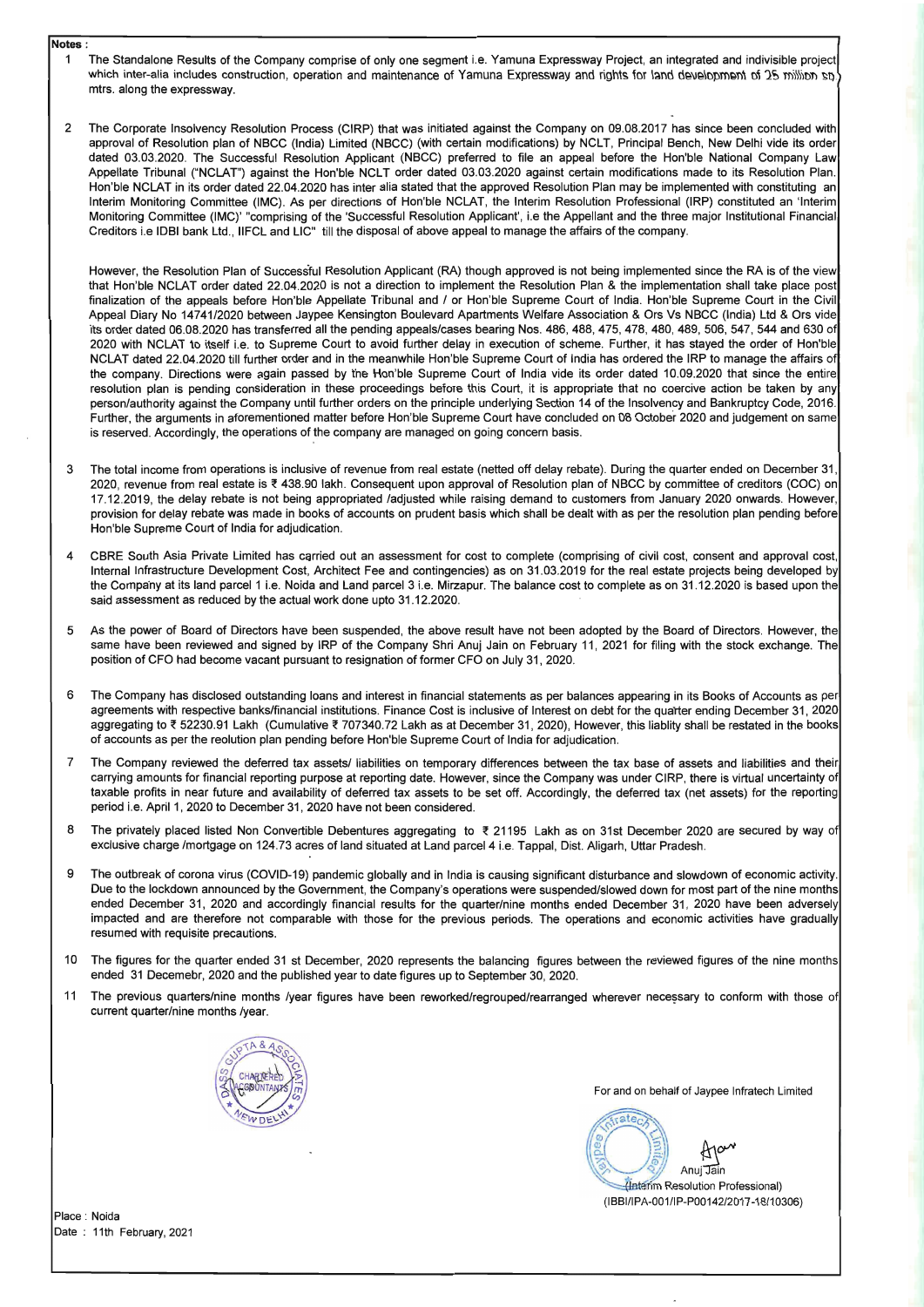**Notes :**

1. The Standalone Results of the Company comprise of only one segment i.e. Yamuna Expressway Project, an integrated and indivisible project which inter-alia includes construction, operation and maintenance of Yamuna Expressway and rights for land development of 25 million sq. mtrs. along the expressway.

2. The Corporate Insolvency Resolution Process (CIRP) that was initiated against the Company on 09.08.2017 has since been concluded with approval of Resolution plan of NBCC (India) Limited (NBCC) (with certain modifications) by NCLT, Principal Bench, New Delhi vide its order dated 03.03.2020. The Successful Resolution Applicant (NBCC) preferred to file an appeal before the Hon'ble National Company Law Appellate Tribunal ("NCLAT") against the Hon'ble NCLT order dated 03.03.2020 against certain modifications made to its Resolution Plan. Hon'ble NCLAT in its order dated 22.04.2020 has inter alia stated that the approved Resolution Plan may be implemented with constituting an Interim Monitoring Committee (IMC). As per directions of Hon'ble NCLAT, the Interim Resolution Professional (IRP) constituted an 'Interim Monitoring Committee (IMC)' "comprising of the 'Successful Resolution Applicant', i.e the Appellant and the three major Institutional Financial Creditors i.e IDBI bank Ltd., IIFCL and LIC" till the disposal of above appeal to manage the affairs of the company.

   However, the Resolution Plan of Successful Resolution Applicant (RA) though approved is not being implemented since the RA is of the view that Hon'ble NCLAT order dated 22.04.2020 is not a direction to implement the Resolution Plan & the implementation shall take place post finalization of the appeals before Hon'ble Appellate Tribunal and / or Hon'ble Supreme Court of India. Hon'ble Supreme Court in the Civil Appeal Diary No 14741/2020 between Jaypee Kensington Boulevard Apartments Welfare Association & Ors Vs NBCC (India) Ltd & Ors vide its order dated 06.08.2020 has transferred all the pending appeals/cases bearing Nos. 486, 488, 475, 478, 480, 489, 506, 547, 544 and 630 of 2020 with NCLAT to itself i.e. to Supreme Court to avoid further delay in execution of scheme. Further, it has stayed the order of Hon'ble NCLAT dated 22.04.2020 till further order and in the meanwhile Hon'ble Supreme Court of India has ordered the IRP to manage the affairs of the company. Directions were again passed by the Hon'ble Supreme Court of India vide its order dated 10.09.2020 that since the entire resolution plan is pending consideration in these proceedings before this Court, it is appropriate that no coercive action be taken by any person/authority against the Company until further orders on the principle underlying Section 14 of the Insolvency and Bankruptcy Code, 2016. Further, the arguments in aforementioned matter before Hon'ble Supreme Court have concluded on 08 October 2020 and judgement on same is reserved. Accordingly, the operations of the company are managed on going concern basis.

3. The total income from operations is inclusive of revenue from real estate (netted off delay rebate). During the quarter ended on December 31, 2020, revenue from real estate is ₹ 438.90 lakh. Consequent upon approval of Resolution plan of NBCC by committee of creditors (COC) on 17.12.2019, the delay rebate is not being appropriated /adjusted while raising demand to customers from January 2020 onwards. However, provision for delay rebate was made in books of accounts on prudent basis which shall be dealt with as per the resolution plan pending before Hon'ble Supreme Court of India for adjudication.

4. CBRE South Asia Private Limited has carried out an assessment for cost to complete (comprising of civil cost, consent and approval cost, Internal Infrastructure Development Cost, Architect Fee and contingencies) as on 31.03.2019 for the real estate projects being developed by the Company at its land parcel 1 i.e. Noida and Land parcel 3 i.e. Mirzapur. The balance cost to complete as on 31.12.2020 is based upon the said assessment as reduced by the actual work done upto 31.12.2020.

5. As the power of Board of Directors have been suspended, the above result have not been adopted by the Board of Directors. However, the same have been reviewed and signed by IRP of the Company Shri Anuj Jain on February 11, 2021 for filing with the stock exchange. The position of CFO had become vacant pursuant to resignation of former CFO on July 31, 2020.

6. The Company has disclosed outstanding loans and interest in financial statements as per balances appearing in its Books of Accounts as per agreements with respective banks/financial institutions. Finance Cost is inclusive of Interest on debt for the quarter ending December 31, 2020 aggregating to ₹ 52230.91 Lakh (Cumulative ₹ 707340.72 Lakh as at December 31, 2020), However, this liablity shall be restated in the books of accounts as per the reolution plan pending before Hon'ble Supreme Court of India for adjudication.

7. The Company reviewed the deferred tax assets/ liabilities on temporary differences between the tax base of assets and liabilities and their carrying amounts for financial reporting purpose at reporting date. However, since the Company was under CIRP, there is virtual uncertainty of taxable profits in near future and availability of deferred tax assets to be set off. Accordingly, the deferred tax (net assets) for the reporting period i.e. April 1, 2020 to December 31, 2020 have not been considered.

8. The privately placed listed Non Convertible Debentures aggregating to ₹ 21195 Lakh as on 31st December 2020 are secured by way of exclusive charge /mortgage on 124.73 acres of land situated at Land parcel 4 i.e. Tappal, Dist. Aligarh, Uttar Pradesh.

9. The outbreak of corona virus (COVID-19) pandemic globally and in India is causing significant disturbance and slowdown of economic activity. Due to the lockdown announced by the Government, the Company's operations were suspended/slowed down for most part of the nine months ended December 31, 2020 and accordingly financial results for the quarter/nine months ended December 31, 2020 have been adversely impacted and are therefore not comparable with those for the previous periods. The operations and economic activities have gradually resumed with requisite precautions.

10. The figures for the quarter ended 31 st December, 2020 represents the balancing figures between the reviewed figures of the nine months ended 31 Decemebr, 2020 and the published year to date figures up to September 30, 2020.

11. The previous quarters/nine months /year figures have been reworked/regrouped/rearranged wherever necessary to conform with those of current quarter/nine months /year.

For and on behalf of Jaypee Infratech Limited

Anuj Jain
(Interim Resolution Professional)
(IBBI/IPA-001/IP-P00142/2017-18/10306)

Place : Noida
Date : 11th February, 2021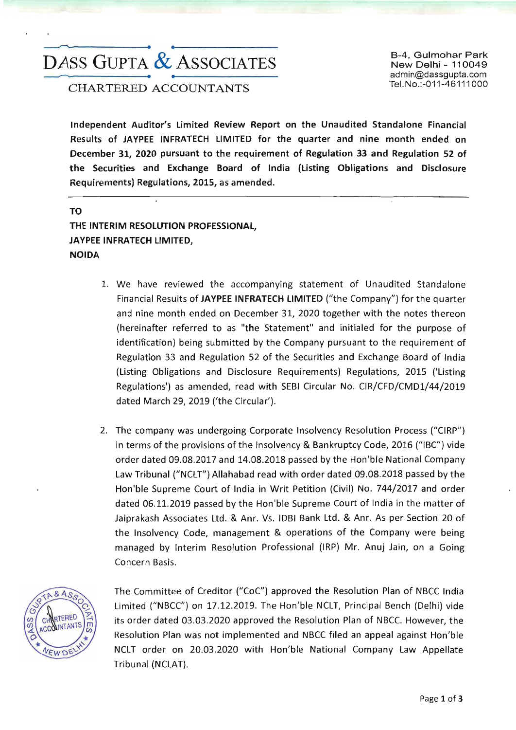# DASS GUPTA & ASSOCIATES

CHARTERED ACCOUNTANTS

B-4, Gulmohar Park
New Delhi - 110049
admin@dassgupta.com
Tel.No.:-011-46111000

**Independent Auditor's Limited Review Report on the Unaudited Standalone Financial Results of JAYPEE INFRATECH LIMITED for the quarter and nine month ended on December 31, 2020 pursuant to the requirement of Regulation 33 and Regulation 52 of the Securities and Exchange Board of India (Listing Obligations and Disclosure Requirements) Regulations, 2015, as amended.**

---

**TO**
**THE INTERIM RESOLUTION PROFESSIONAL,**
**JAYPEE INFRATECH LIMITED,**
**NOIDA**

1. We have reviewed the accompanying statement of Unaudited Standalone Financial Results of **JAYPEE INFRATECH LIMITED** ("the Company") for the quarter and nine month ended on December 31, 2020 together with the notes thereon (hereinafter referred to as "the Statement" and initialed for the purpose of identification) being submitted by the Company pursuant to the requirement of Regulation 33 and Regulation 52 of the Securities and Exchange Board of India (Listing Obligations and Disclosure Requirements) Regulations, 2015 ('Listing Regulations') as amended, read with SEBI Circular No. CIR/CFD/CMD1/44/2019 dated March 29, 2019 ('the Circular').

2. The company was undergoing Corporate Insolvency Resolution Process ("CIRP") in terms of the provisions of the Insolvency & Bankruptcy Code, 2016 ("IBC") vide order dated 09.08.2017 and 14.08.2018 passed by the Hon'ble National Company Law Tribunal ("NCLT") Allahabad read with order dated 09.08.2018 passed by the Hon'ble Supreme Court of India in Writ Petition (Civil) No. 744/2017 and order dated 06.11.2019 passed by the Hon'ble Supreme Court of India in the matter of Jaiprakash Associates Ltd. & Anr. Vs. IDBI Bank Ltd. & Anr. As per Section 20 of the Insolvency Code, management & operations of the Company were being managed by Interim Resolution Professional (IRP) Mr. Anuj Jain, on a Going Concern Basis.

   The Committee of Creditor ("CoC") approved the Resolution Plan of NBCC India Limited ("NBCC") on 17.12.2019. The Hon'ble NCLT, Principal Bench (Delhi) vide its order dated 03.03.2020 approved the Resolution Plan of NBCC. However, the Resolution Plan was not implemented and NBCC filed an appeal against Hon'ble NCLT order on 20.03.2020 with Hon'ble National Company Law Appellate Tribunal (NCLAT).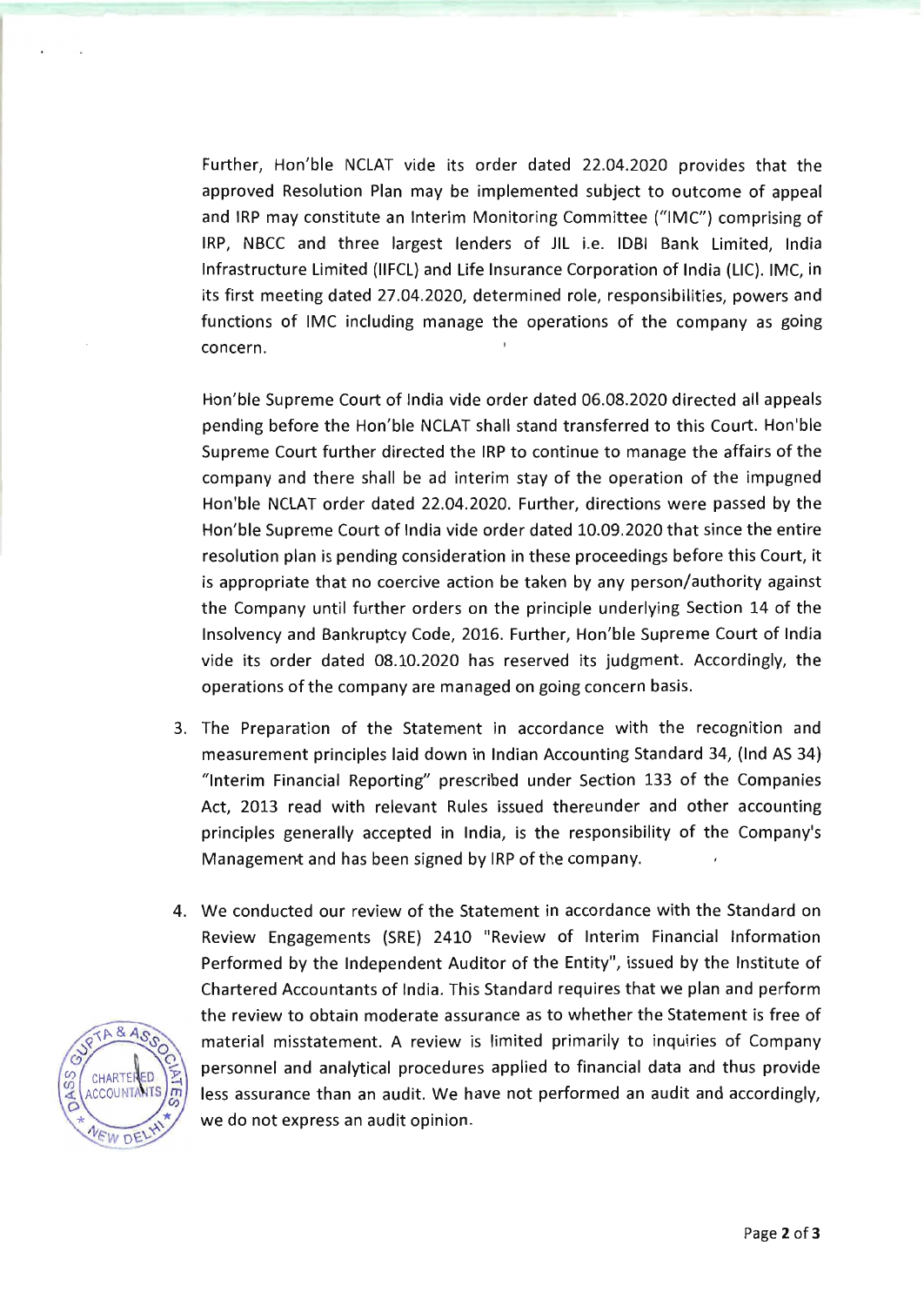Further, Hon'ble NCLAT vide its order dated 22.04.2020 provides that the approved Resolution Plan may be implemented subject to outcome of appeal and IRP may constitute an Interim Monitoring Committee ("IMC") comprising of IRP, NBCC and three largest lenders of JIL i.e. IDBI Bank Limited, India Infrastructure Limited (IIFCL) and Life Insurance Corporation of India (LIC). IMC, in its first meeting dated 27.04.2020, determined role, responsibilities, powers and functions of IMC including manage the operations of the company as going concern.

Hon'ble Supreme Court of India vide order dated 06.08.2020 directed all appeals pending before the Hon'ble NCLAT shall stand transferred to this Court. Hon'ble Supreme Court further directed the IRP to continue to manage the affairs of the company and there shall be ad interim stay of the operation of the impugned Hon'ble NCLAT order dated 22.04.2020. Further, directions were passed by the Hon'ble Supreme Court of India vide order dated 10.09.2020 that since the entire resolution plan is pending consideration in these proceedings before this Court, it is appropriate that no coercive action be taken by any person/authority against the Company until further orders on the principle underlying Section 14 of the Insolvency and Bankruptcy Code, 2016. Further, Hon'ble Supreme Court of India vide its order dated 08.10.2020 has reserved its judgment. Accordingly, the operations of the company are managed on going concern basis.

3. The Preparation of the Statement in accordance with the recognition and measurement principles laid down in Indian Accounting Standard 34, (Ind AS 34) "Interim Financial Reporting" prescribed under Section 133 of the Companies Act, 2013 read with relevant Rules issued thereunder and other accounting principles generally accepted in India, is the responsibility of the Company's Management and has been signed by IRP of the company.

4. We conducted our review of the Statement in accordance with the Standard on Review Engagements (SRE) 2410 "Review of Interim Financial Information Performed by the Independent Auditor of the Entity", issued by the Institute of Chartered Accountants of India. This Standard requires that we plan and perform the review to obtain moderate assurance as to whether the Statement is free of material misstatement. A review is limited primarily to inquiries of Company personnel and analytical procedures applied to financial data and thus provide less assurance than an audit. We have not performed an audit and accordingly, we do not express an audit opinion.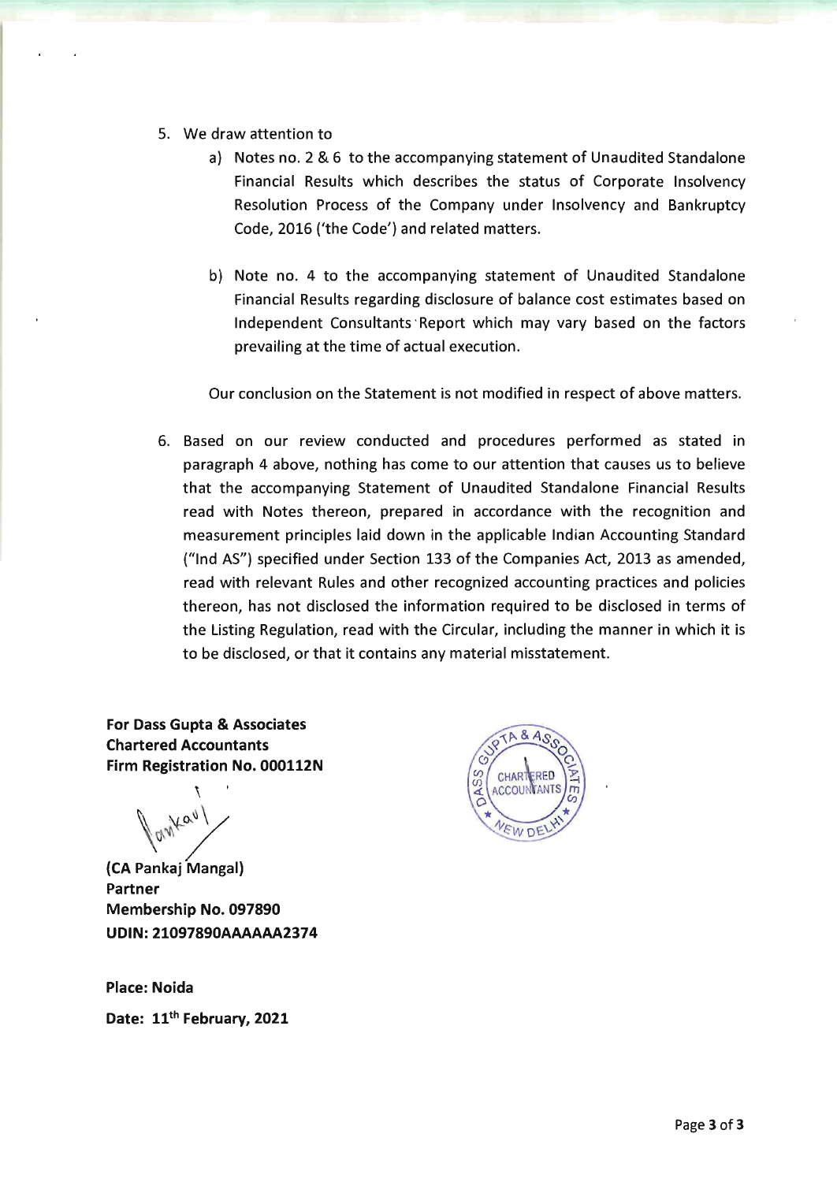5. We draw attention to
   a) Notes no. 2 & 6 to the accompanying statement of Unaudited Standalone Financial Results which describes the status of Corporate Insolvency Resolution Process of the Company under Insolvency and Bankruptcy Code, 2016 ('the Code') and related matters.

   b) Note no. 4 to the accompanying statement of Unaudited Standalone Financial Results regarding disclosure of balance cost estimates based on Independent Consultants Report which may vary based on the factors prevailing at the time of actual execution.

   Our conclusion on the Statement is not modified in respect of above matters.

6. Based on our review conducted and procedures performed as stated in paragraph 4 above, nothing has come to our attention that causes us to believe that the accompanying Statement of Unaudited Standalone Financial Results read with Notes thereon, prepared in accordance with the recognition and measurement principles laid down in the applicable Indian Accounting Standard ("Ind AS") specified under Section 133 of the Companies Act, 2013 as amended, read with relevant Rules and other recognized accounting practices and policies thereon, has not disclosed the information required to be disclosed in terms of the Listing Regulation, read with the Circular, including the manner in which it is to be disclosed, or that it contains any material misstatement.

**For Dass Gupta & Associates**
**Chartered Accountants**
**Firm Registration No. 000112N**

**(CA Pankaj Mangal)**
**Partner**
**Membership No. 097890**
**UDIN: 21097890AAAAAA2374**

**Place: Noida**

**Date: 11th February, 2021**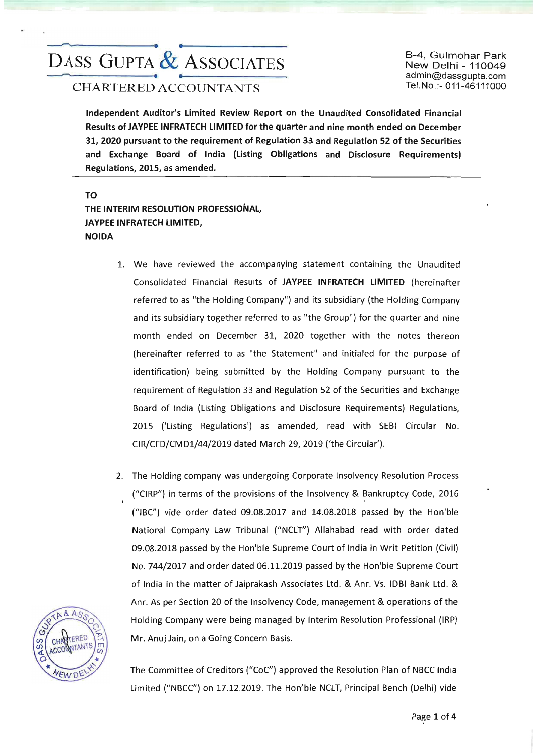# DASS GUPTA & ASSOCIATES

CHARTERED ACCOUNTANTS

B-4, Gulmohar Park
New Delhi - 110049
admin@dassgupta.com
Tel.No.:- 011-46111000

**Independent Auditor's Limited Review Report on the Unaudited Consolidated Financial Results of JAYPEE INFRATECH LIMITED for the quarter and nine month ended on December 31, 2020 pursuant to the requirement of Regulation 33 and Regulation 52 of the Securities and Exchange Board of India (Listing Obligations and Disclosure Requirements) Regulations, 2015, as amended.**

**TO**
**THE INTERIM RESOLUTION PROFESSIONAL,**
**JAYPEE INFRATECH LIMITED,**
**NOIDA**

1. We have reviewed the accompanying statement containing the Unaudited Consolidated Financial Results of **JAYPEE INFRATECH LIMITED** (hereinafter referred to as "the Holding Company") and its subsidiary (the Holding Company and its subsidiary together referred to as "the Group") for the quarter and nine month ended on December 31, 2020 together with the notes thereon (hereinafter referred to as "the Statement" and initialed for the purpose of identification) being submitted by the Holding Company pursuant to the requirement of Regulation 33 and Regulation 52 of the Securities and Exchange Board of India (Listing Obligations and Disclosure Requirements) Regulations, 2015 ('Listing Regulations') as amended, read with SEBI Circular No. CIR/CFD/CMD1/44/2019 dated March 29, 2019 ('the Circular').

2. The Holding company was undergoing Corporate Insolvency Resolution Process ("CIRP") in terms of the provisions of the Insolvency & Bankruptcy Code, 2016 ("IBC") vide order dated 09.08.2017 and 14.08.2018 passed by the Hon'ble National Company Law Tribunal ("NCLT") Allahabad read with order dated 09.08.2018 passed by the Hon'ble Supreme Court of India in Writ Petition (Civil) No. 744/2017 and order dated 06.11.2019 passed by the Hon'ble Supreme Court of India in the matter of Jaiprakash Associates Ltd. & Anr. Vs. IDBI Bank Ltd. & Anr. As per Section 20 of the Insolvency Code, management & operations of the Holding Company were being managed by Interim Resolution Professional (IRP) Mr. Anuj Jain, on a Going Concern Basis.

   The Committee of Creditors ("CoC") approved the Resolution Plan of NBCC India Limited ("NBCC") on 17.12.2019. The Hon'ble NCLT, Principal Bench (Delhi) vide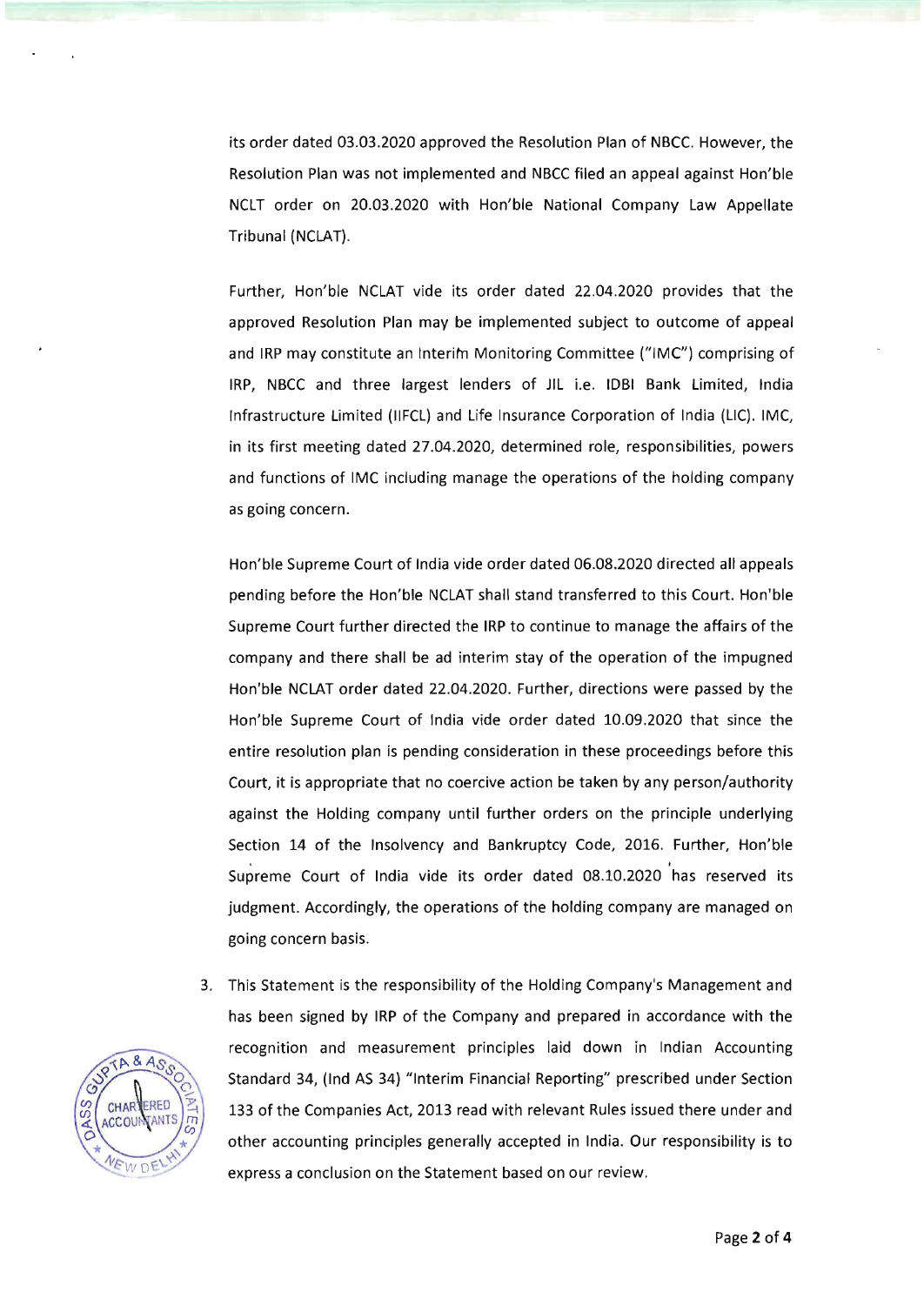its order dated 03.03.2020 approved the Resolution Plan of NBCC. However, the Resolution Plan was not implemented and NBCC filed an appeal against Hon'ble NCLT order on 20.03.2020 with Hon'ble National Company Law Appellate Tribunal (NCLAT).

Further, Hon'ble NCLAT vide its order dated 22.04.2020 provides that the approved Resolution Plan may be implemented subject to outcome of appeal and IRP may constitute an Interim Monitoring Committee ("IMC") comprising of IRP, NBCC and three largest lenders of JIL i.e. IDBI Bank Limited, India Infrastructure Limited (IIFCL) and Life Insurance Corporation of India (LIC). IMC, in its first meeting dated 27.04.2020, determined role, responsibilities, powers and functions of IMC including manage the operations of the holding company as going concern.

Hon'ble Supreme Court of India vide order dated 06.08.2020 directed all appeals pending before the Hon'ble NCLAT shall stand transferred to this Court. Hon'ble Supreme Court further directed the IRP to continue to manage the affairs of the company and there shall be ad interim stay of the operation of the impugned Hon'ble NCLAT order dated 22.04.2020. Further, directions were passed by the Hon'ble Supreme Court of India vide order dated 10.09.2020 that since the entire resolution plan is pending consideration in these proceedings before this Court, it is appropriate that no coercive action be taken by any person/authority against the Holding company until further orders on the principle underlying Section 14 of the Insolvency and Bankruptcy Code, 2016. Further, Hon'ble Supreme Court of India vide its order dated 08.10.2020 has reserved its judgment. Accordingly, the operations of the holding company are managed on going concern basis.

3. This Statement is the responsibility of the Holding Company's Management and has been signed by IRP of the Company and prepared in accordance with the recognition and measurement principles laid down in Indian Accounting Standard 34, (Ind AS 34) "Interim Financial Reporting" prescribed under Section 133 of the Companies Act, 2013 read with relevant Rules issued there under and other accounting principles generally accepted in India. Our responsibility is to express a conclusion on the Statement based on our review.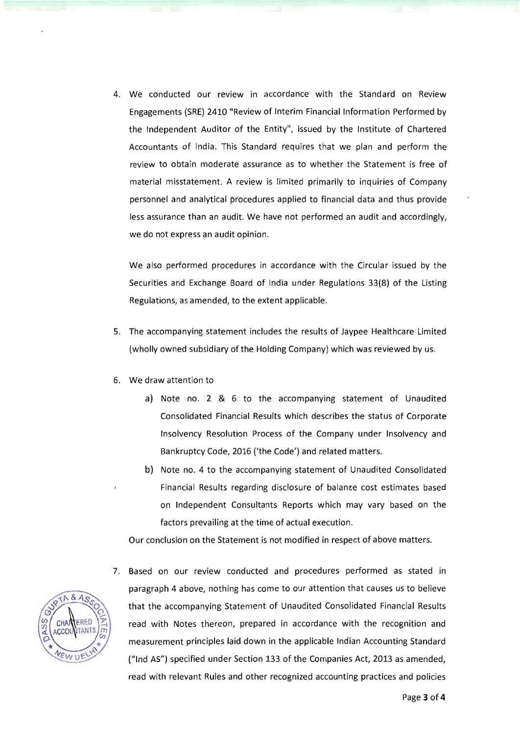4. We conducted our review in accordance with the Standard on Review Engagements (SRE) 2410 "Review of Interim Financial Information Performed by the Independent Auditor of the Entity", issued by the Institute of Chartered Accountants of India. This Standard requires that we plan and perform the review to obtain moderate assurance as to whether the Statement is free of material misstatement. A review is limited primarily to inquiries of Company personnel and analytical procedures applied to financial data and thus provide less assurance than an audit. We have not performed an audit and accordingly, we do not express an audit opinion.

   We also performed procedures in accordance with the Circular issued by the Securities and Exchange Board of India under Regulations 33(8) of the Listing Regulations, as amended, to the extent applicable.

5. The accompanying statement includes the results of Jaypee Healthcare Limited (wholly owned subsidiary of the Holding Company) which was reviewed by us.

6. We draw attention to

   a) Note no. 2 & 6 to the accompanying statement of Unaudited Consolidated Financial Results which describes the status of Corporate Insolvency Resolution Process of the Company under Insolvency and Bankruptcy Code, 2016 ('the Code') and related matters.

   b) Note no. 4 to the accompanying statement of Unaudited Consolidated Financial Results regarding disclosure of balance cost estimates based on Independent Consultants Reports which may vary based on the factors prevailing at the time of actual execution.

   Our conclusion on the Statement is not modified in respect of above matters.

7. Based on our review conducted and procedures performed as stated in paragraph 4 above, nothing has come to our attention that causes us to believe that the accompanying Statement of Unaudited Consolidated Financial Results read with Notes thereon, prepared in accordance with the recognition and measurement principles laid down in the applicable Indian Accounting Standard ("Ind AS") specified under Section 133 of the Companies Act, 2013 as amended, read with relevant Rules and other recognized accounting practices and policies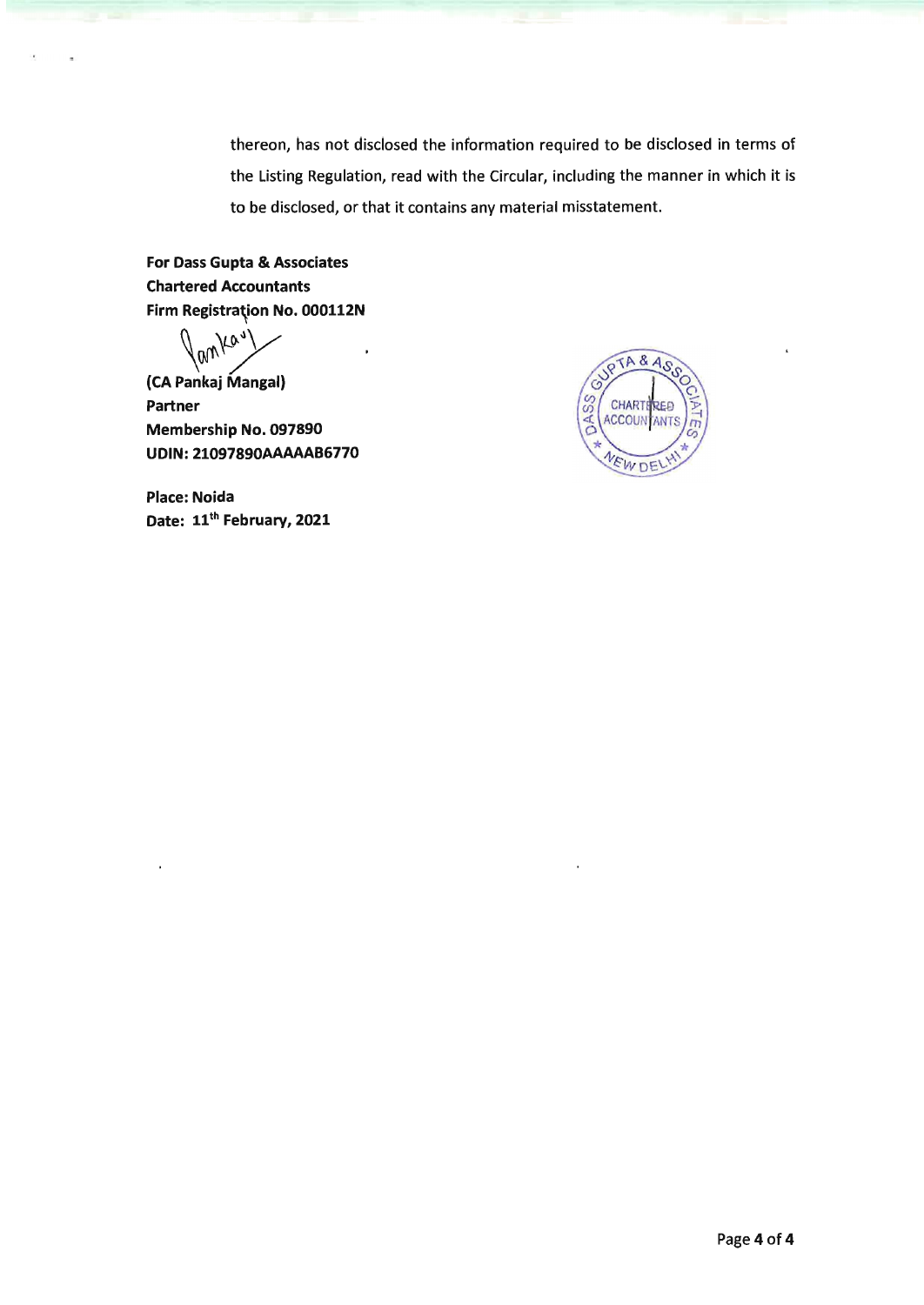thereon, has not disclosed the information required to be disclosed in terms of the Listing Regulation, read with the Circular, including the manner in which it is to be disclosed, or that it contains any material misstatement.

**For Dass Gupta & Associates**
**Chartered Accountants**
**Firm Registration No. 000112N**

**(CA Pankaj Mangal)**
**Partner**
**Membership No. 097890**
**UDIN: 21097890AAAAAB6770**

**Place: Noida**
**Date: 11th February, 2021**